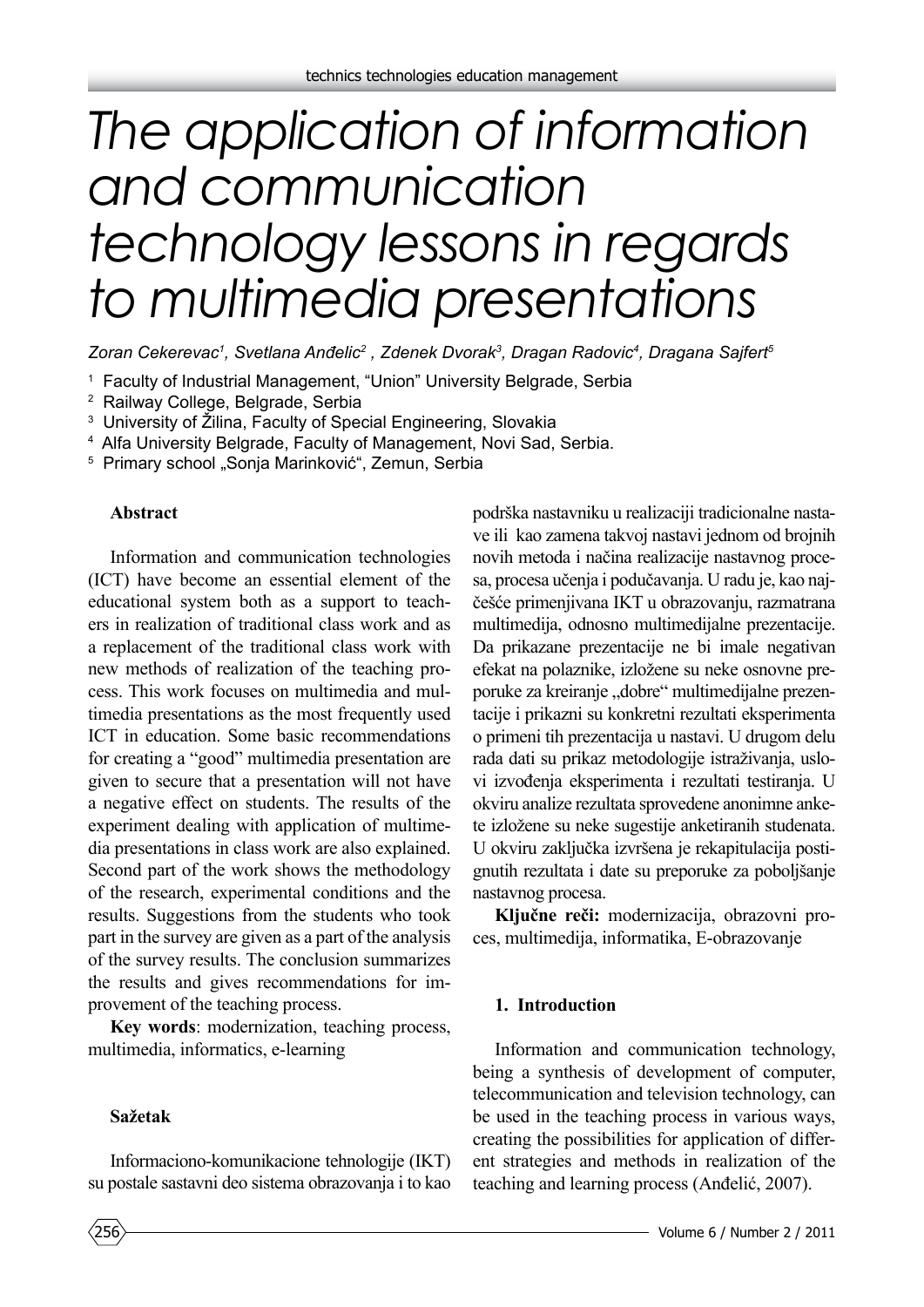# The application of information and communication technology lessons in regards to multimedia presentations

*Zoran Cekerevac[1], Svetlana Anđelic[2], Zdenek Dvorak[3], Dragan Radovic[4], Dragana Sajfert[5]*

[1] Faculty of Industrial Management, "Union" University Belgrade, Serbia
[2] Railway College, Belgrade, Serbia
[3] University of Žilina, Faculty of Special Engineering, Slovakia
[4] Alfa University Belgrade, Faculty of Management, Novi Sad, Serbia.
[5] Primary school „Sonja Marinković", Zemun, Serbia

**Abstract**

Information and communication technologies (ICT) have become an essential element of the educational system both as a support to teachers in realization of traditional class work and as a replacement of the traditional class work with new methods of realization of the teaching process. This work focuses on multimedia and multimedia presentations as the most frequently used ICT in education. Some basic recommendations for creating a "good" multimedia presentation are given to secure that a presentation will not have a negative effect on students. The results of the experiment dealing with application of multimedia presentations in class work are also explained. Second part of the work shows the methodology of the research, experimental conditions and the results. Suggestions from the students who took part in the survey are given as a part of the analysis of the survey results. The conclusion summarizes the results and gives recommendations for improvement of the teaching process.

**Key words**: modernization, teaching process, multimedia, informatics, e-learning

**Sažetak**

Informaciono-komunikacione tehnologije (IKT) su postale sastavni deo sistema obrazovanja i to kao podrška nastavniku u realizaciji tradicionalne nastave ili kao zamena takvoj nastavi jednom od brojnih novih metoda i načina realizacije nastavnog procesa, procesa učenja i podučavanja. U radu je, kao najčešće primenjivana IKT u obrazovanju, razmatrana multimedija, odnosno multimedijalne prezentacije. Da prikazane prezentacije ne bi imale negativan efekat na polaznike, izložene su neke osnovne preporuke za kreiranje „dobre" multimedijalne prezentacije i prikazni su konkretni rezultati eksperimenta o primeni tih prezentacija u nastavi. U drugom delu rada dati su prikaz metodologije istraživanja, uslovi izvođenja eksperimenta i rezultati testiranja. U okviru analize rezultata sprovedene anonimne ankete izložene su neke sugestije anketiranih studenata. U okviru zaključka izvršena je rekapitulacija postignutih rezultata i date su preporuke za poboljšanje nastavnog procesa.

**Ključne reči:** modernizacija, obrazovni proces, multimedija, informatika, E-obrazovanje

## 1. Introduction

Information and communication technology, being a synthesis of development of computer, telecommunication and television technology, can be used in the teaching process in various ways, creating the possibilities for application of different strategies and methods in realization of the teaching and learning process (Anđelić, 2007).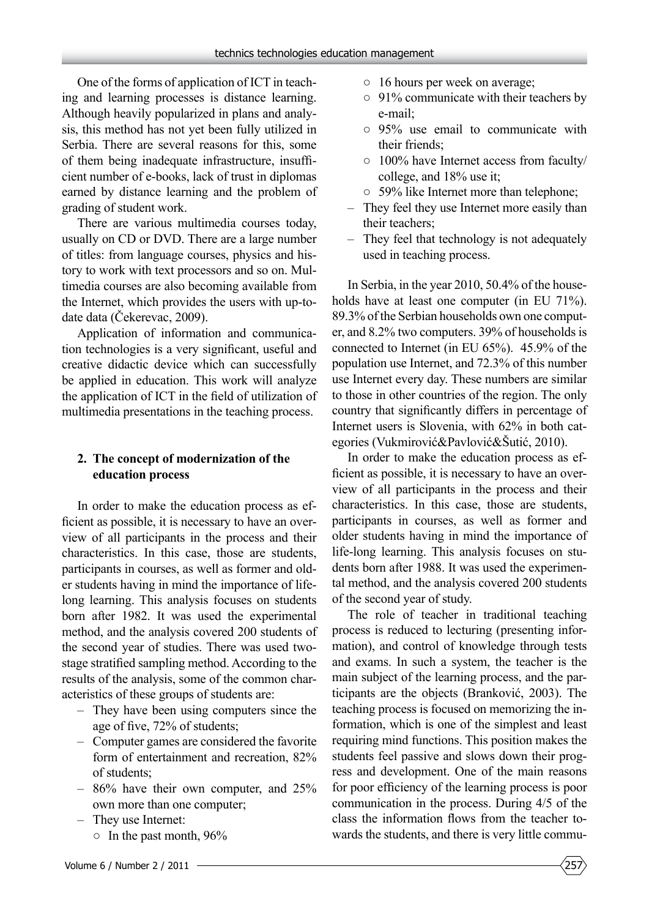One of the forms of application of ICT in teaching and learning processes is distance learning. Although heavily popularized in plans and analysis, this method has not yet been fully utilized in Serbia. There are several reasons for this, some of them being inadequate infrastructure, insufficient number of e-books, lack of trust in diplomas earned by distance learning and the problem of grading of student work.

There are various multimedia courses today, usually on CD or DVD. There are a large number of titles: from language courses, physics and history to work with text processors and so on. Multimedia courses are also becoming available from the Internet, which provides the users with up-to-date data (Čekerevac, 2009).

Application of information and communication technologies is a very significant, useful and creative didactic device which can successfully be applied in education. This work will analyze the application of ICT in the field of utilization of multimedia presentations in the teaching process.

## 2. The concept of modernization of the education process

In order to make the education process as efficient as possible, it is necessary to have an overview of all participants in the process and their characteristics. In this case, those are students, participants in courses, as well as former and older students having in mind the importance of life-long learning. This analysis focuses on students born after 1982. It was used the experimental method, and the analysis covered 200 students of the second year of studies. There was used two-stage stratified sampling method. According to the results of the analysis, some of the common characteristics of these groups of students are:

- They have been using computers since the age of five, 72% of students;
- Computer games are considered the favorite form of entertainment and recreation, 82% of students;
- 86% have their own computer, and 25% own more than one computer;
- They use Internet:
  - In the past month, 96%
  - 16 hours per week on average;
  - 91% communicate with their teachers by e-mail;
  - 95% use email to communicate with their friends;
  - 100% have Internet access from faculty/college, and 18% use it;
  - 59% like Internet more than telephone;
- They feel they use Internet more easily than their teachers;
- They feel that technology is not adequately used in teaching process.

In Serbia, in the year 2010, 50.4% of the households have at least one computer (in EU 71%). 89.3% of the Serbian households own one computer, and 8.2% two computers. 39% of households is connected to Internet (in EU 65%). 45.9% of the population use Internet, and 72.3% of this number use Internet every day. These numbers are similar to those in other countries of the region. The only country that significantly differs in percentage of Internet users is Slovenia, with 62% in both categories (Vukmirović&Pavlović&Šutić, 2010).

In order to make the education process as efficient as possible, it is necessary to have an overview of all participants in the process and their characteristics. In this case, those are students, participants in courses, as well as former and older students having in mind the importance of life-long learning. This analysis focuses on students born after 1988. It was used the experimental method, and the analysis covered 200 students of the second year of study.

The role of teacher in traditional teaching process is reduced to lecturing (presenting information), and control of knowledge through tests and exams. In such a system, the teacher is the main subject of the learning process, and the participants are the objects (Branković, 2003). The teaching process is focused on memorizing the information, which is one of the simplest and least requiring mind functions. This position makes the students feel passive and slows down their progress and development. One of the main reasons for poor efficiency of the learning process is poor communication in the process. During 4/5 of the class the information flows from the teacher towards the students, and there is very little commu-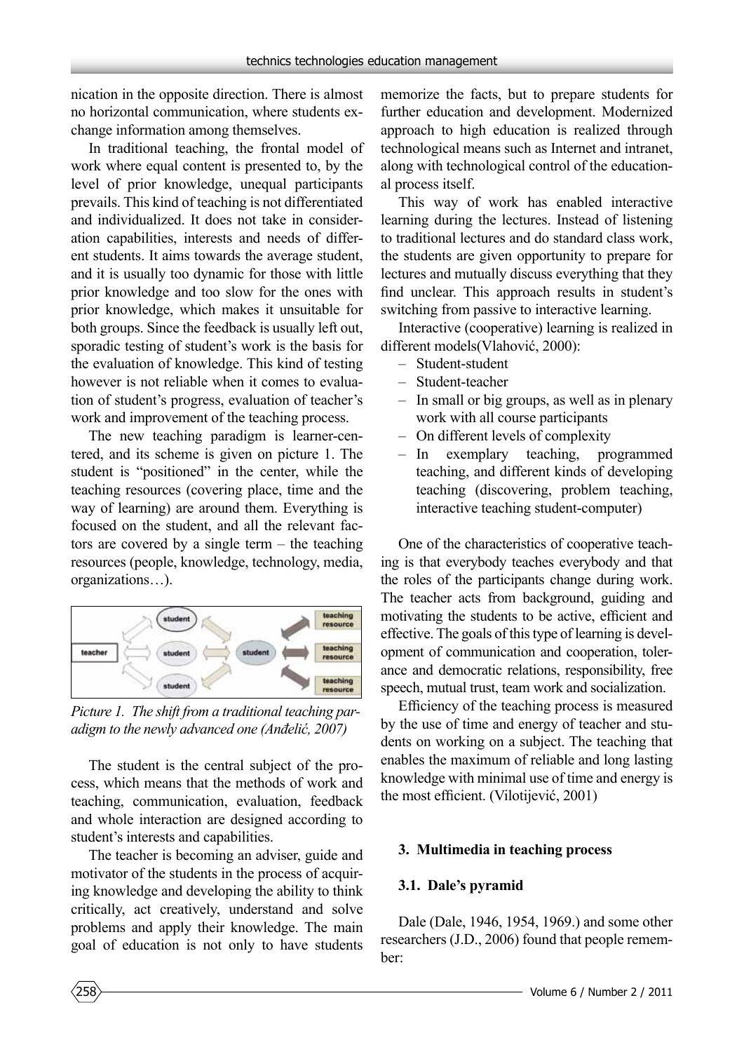nication in the opposite direction. There is almost no horizontal communication, where students exchange information among themselves.

In traditional teaching, the frontal model of work where equal content is presented to, by the level of prior knowledge, unequal participants prevails. This kind of teaching is not differentiated and individualized. It does not take in consideration capabilities, interests and needs of different students. It aims towards the average student, and it is usually too dynamic for those with little prior knowledge and too slow for the ones with prior knowledge, which makes it unsuitable for both groups. Since the feedback is usually left out, sporadic testing of student's work is the basis for the evaluation of knowledge. This kind of testing however is not reliable when it comes to evaluation of student's progress, evaluation of teacher's work and improvement of the teaching process.

The new teaching paradigm is learner-centered, and its scheme is given on picture 1. The student is "positioned" in the center, while the teaching resources (covering place, time and the way of learning) are around them. Everything is focused on the student, and all the relevant factors are covered by a single term – the teaching resources (people, knowledge, technology, media, organizations…).

*Picture 1. The shift from a traditional teaching paradigm to the newly advanced one (Anđelić, 2007)*

The student is the central subject of the process, which means that the methods of work and teaching, communication, evaluation, feedback and whole interaction are designed according to student's interests and capabilities.

The teacher is becoming an adviser, guide and motivator of the students in the process of acquiring knowledge and developing the ability to think critically, act creatively, understand and solve problems and apply their knowledge. The main goal of education is not only to have students memorize the facts, but to prepare students for further education and development. Modernized approach to high education is realized through technological means such as Internet and intranet, along with technological control of the educational process itself.

This way of work has enabled interactive learning during the lectures. Instead of listening to traditional lectures and do standard class work, the students are given opportunity to prepare for lectures and mutually discuss everything that they find unclear. This approach results in student's switching from passive to interactive learning.

Interactive (cooperative) learning is realized in different models(Vlahović, 2000):

- Student-student
- Student-teacher
- In small or big groups, as well as in plenary work with all course participants
- On different levels of complexity
- In exemplary teaching, programmed teaching, and different kinds of developing teaching (discovering, problem teaching, interactive teaching student-computer)

One of the characteristics of cooperative teaching is that everybody teaches everybody and that the roles of the participants change during work. The teacher acts from background, guiding and motivating the students to be active, efficient and effective. The goals of this type of learning is development of communication and cooperation, tolerance and democratic relations, responsibility, free speech, mutual trust, team work and socialization.

Efficiency of the teaching process is measured by the use of time and energy of teacher and students on working on a subject. The teaching that enables the maximum of reliable and long lasting knowledge with minimal use of time and energy is the most efficient. (Vilotijević, 2001)

## 3. Multimedia in teaching process

### 3.1. Dale's pyramid

Dale (Dale, 1946, 1954, 1969.) and some other researchers (J.D., 2006) found that people remember: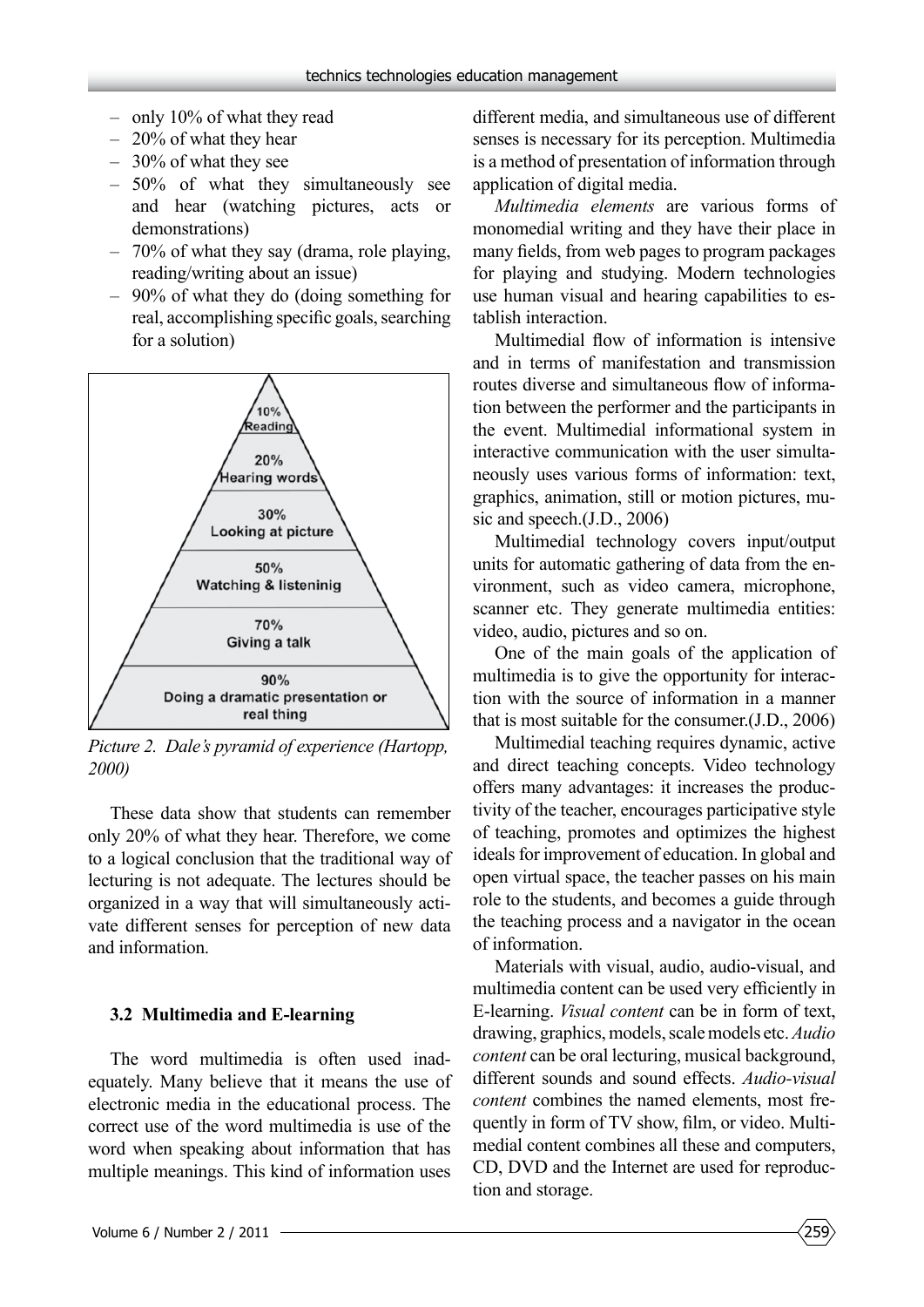- only 10% of what they read
- 20% of what they hear
- 30% of what they see
- 50% of what they simultaneously see and hear (watching pictures, acts or demonstrations)
- 70% of what they say (drama, role playing, reading/writing about an issue)
- 90% of what they do (doing something for real, accomplishing specific goals, searching for a solution)

10% Reading

20% Hearing words

30% Looking at picture

50% Watching & listeninig

70% Giving a talk

90% Doing a dramatic presentation or real thing

*Picture 2. Dale's pyramid of experience (Hartopp, 2000)*

These data show that students can remember only 20% of what they hear. Therefore, we come to a logical conclusion that the traditional way of lecturing is not adequate. The lectures should be organized in a way that will simultaneously activate different senses for perception of new data and information.

### 3.2 Multimedia and E-learning

The word multimedia is often used inadequately. Many believe that it means the use of electronic media in the educational process. The correct use of the word multimedia is use of the word when speaking about information that has multiple meanings. This kind of information uses different media, and simultaneous use of different senses is necessary for its perception. Multimedia is a method of presentation of information through application of digital media.

*Multimedia elements* are various forms of monomedial writing and they have their place in many fields, from web pages to program packages for playing and studying. Modern technologies use human visual and hearing capabilities to establish interaction.

Multimedial flow of information is intensive and in terms of manifestation and transmission routes diverse and simultaneous flow of information between the performer and the participants in the event. Multimedial informational system in interactive communication with the user simultaneously uses various forms of information: text, graphics, animation, still or motion pictures, music and speech.(J.D., 2006)

Multimedial technology covers input/output units for automatic gathering of data from the environment, such as video camera, microphone, scanner etc. They generate multimedia entities: video, audio, pictures and so on.

One of the main goals of the application of multimedia is to give the opportunity for interaction with the source of information in a manner that is most suitable for the consumer.(J.D., 2006)

Multimedial teaching requires dynamic, active and direct teaching concepts. Video technology offers many advantages: it increases the productivity of the teacher, encourages participative style of teaching, promotes and optimizes the highest ideals for improvement of education. In global and open virtual space, the teacher passes on his main role to the students, and becomes a guide through the teaching process and a navigator in the ocean of information.

Materials with visual, audio, audio-visual, and multimedia content can be used very efficiently in E-learning. *Visual content* can be in form of text, drawing, graphics, models, scale models etc. *Audio content* can be oral lecturing, musical background, different sounds and sound effects. *Audio-visual content* combines the named elements, most frequently in form of TV show, film, or video. Multimedial content combines all these and computers, CD, DVD and the Internet are used for reproduction and storage.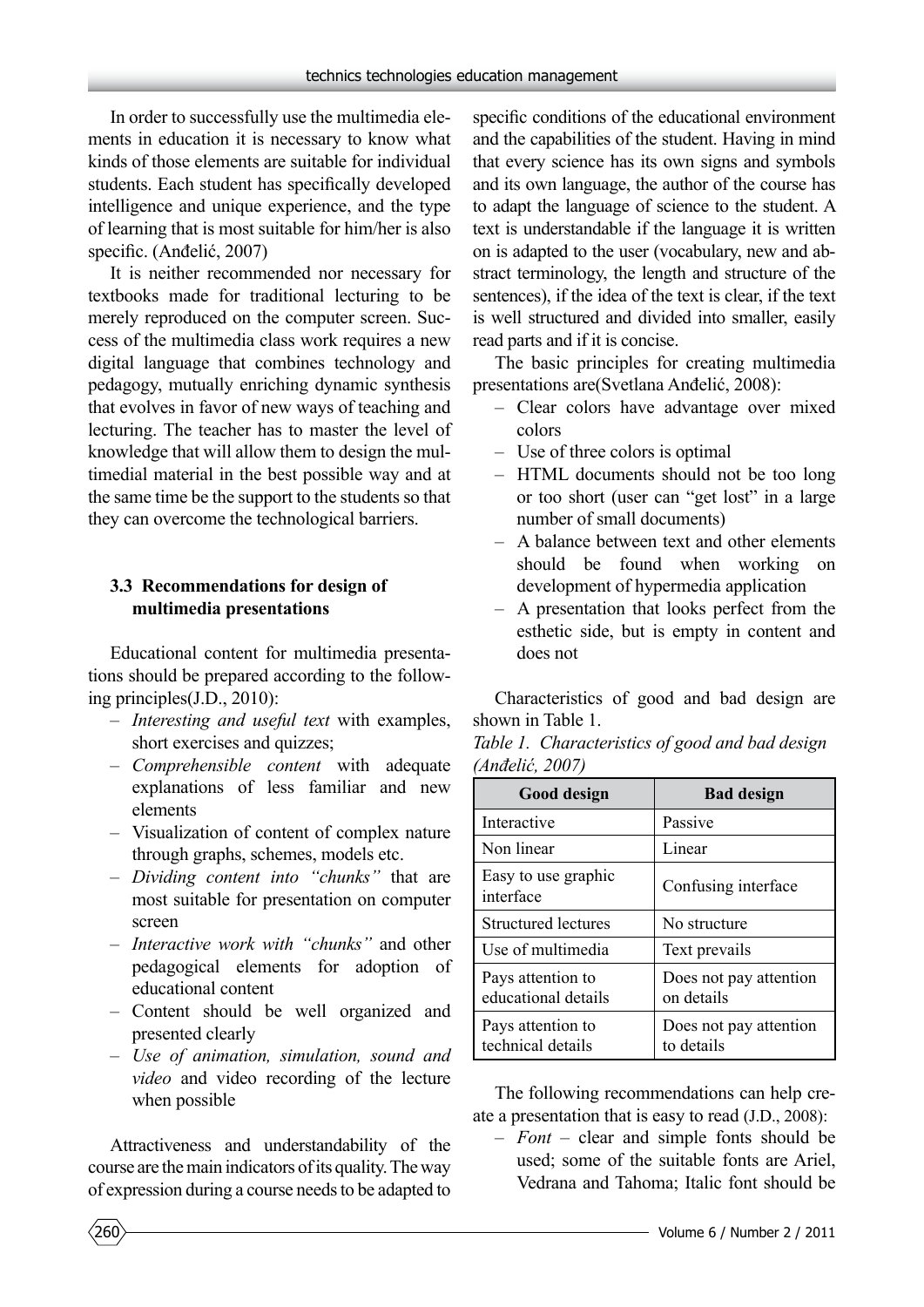In order to successfully use the multimedia elements in education it is necessary to know what kinds of those elements are suitable for individual students. Each student has specifically developed intelligence and unique experience, and the type of learning that is most suitable for him/her is also specific. (Anđelić, 2007)

It is neither recommended nor necessary for textbooks made for traditional lecturing to be merely reproduced on the computer screen. Success of the multimedia class work requires a new digital language that combines technology and pedagogy, mutually enriching dynamic synthesis that evolves in favor of new ways of teaching and lecturing. The teacher has to master the level of knowledge that will allow them to design the multimedial material in the best possible way and at the same time be the support to the students so that they can overcome the technological barriers.

### 3.3 Recommendations for design of multimedia presentations

Educational content for multimedia presentations should be prepared according to the following principles(J.D., 2010):

- *Interesting and useful text* with examples, short exercises and quizzes;
- *Comprehensible content* with adequate explanations of less familiar and new elements
- Visualization of content of complex nature through graphs, schemes, models etc.
- *Dividing content into "chunks"* that are most suitable for presentation on computer screen
- *Interactive work with "chunks"* and other pedagogical elements for adoption of educational content
- Content should be well organized and presented clearly
- *Use of animation, simulation, sound and video* and video recording of the lecture when possible

Attractiveness and understandability of the course are the main indicators of its quality. The way of expression during a course needs to be adapted to specific conditions of the educational environment and the capabilities of the student. Having in mind that every science has its own signs and symbols and its own language, the author of the course has to adapt the language of science to the student. A text is understandable if the language it is written on is adapted to the user (vocabulary, new and abstract terminology, the length and structure of the sentences), if the idea of the text is clear, if the text is well structured and divided into smaller, easily read parts and if it is concise.

The basic principles for creating multimedia presentations are(Svetlana Anđelić, 2008):

- Clear colors have advantage over mixed colors
- Use of three colors is optimal
- HTML documents should not be too long or too short (user can "get lost" in a large number of small documents)
- A balance between text and other elements should be found when working on development of hypermedia application
- A presentation that looks perfect from the esthetic side, but is empty in content and does not

Characteristics of good and bad design are shown in Table 1.

*Table 1. Characteristics of good and bad design (Anđelić, 2007)*

| Good design | Bad design |
| --- | --- |
| Interactive | Passive |
| Non linear | Linear |
| Easy to use graphic interface | Confusing interface |
| Structured lectures | No structure |
| Use of multimedia | Text prevails |
| Pays attention to educational details | Does not pay attention on details |
| Pays attention to technical details | Does not pay attention to details |

The following recommendations can help create a presentation that is easy to read (J.D., 2008):

- *Font* – clear and simple fonts should be used; some of the suitable fonts are Ariel, Vedrana and Tahoma; Italic font should be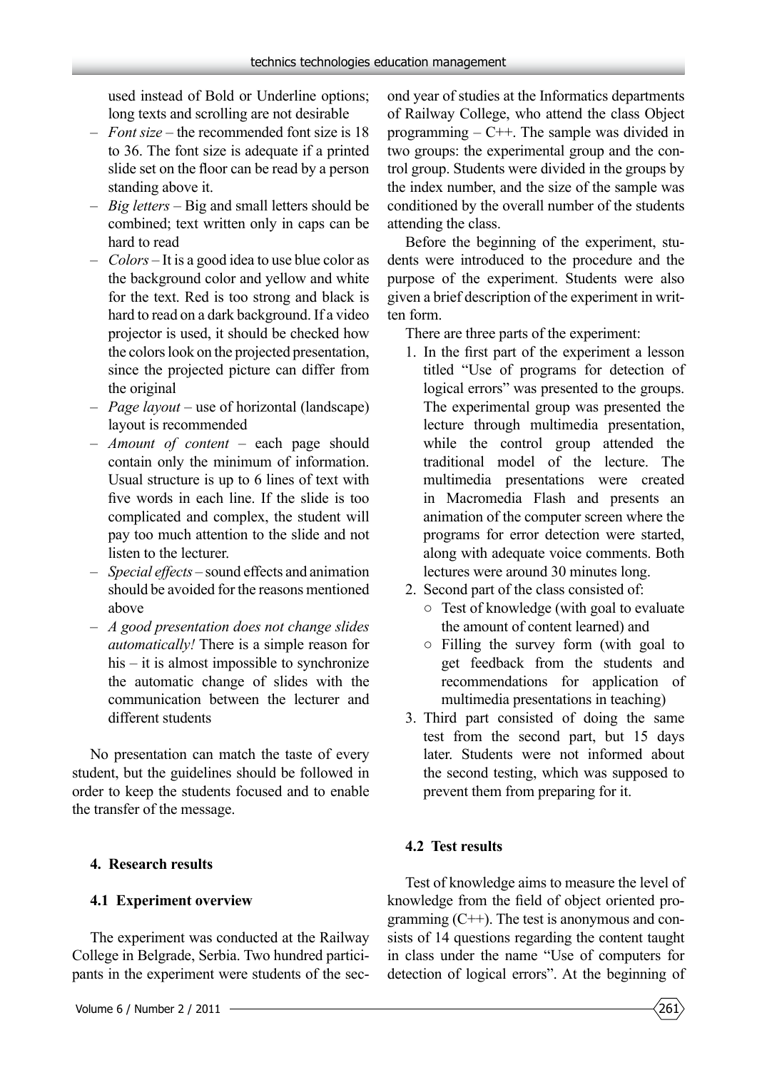used instead of Bold or Underline options; long texts and scrolling are not desirable

- *Font size* – the recommended font size is 18 to 36. The font size is adequate if a printed slide set on the floor can be read by a person standing above it.
- *Big letters* – Big and small letters should be combined; text written only in caps can be hard to read
- *Colors* – It is a good idea to use blue color as the background color and yellow and white for the text. Red is too strong and black is hard to read on a dark background. If a video projector is used, it should be checked how the colors look on the projected presentation, since the projected picture can differ from the original
- *Page layout* – use of horizontal (landscape) layout is recommended
- *Amount of content* – each page should contain only the minimum of information. Usual structure is up to 6 lines of text with five words in each line. If the slide is too complicated and complex, the student will pay too much attention to the slide and not listen to the lecturer.
- *Special effects* – sound effects and animation should be avoided for the reasons mentioned above
- *A good presentation does not change slides automatically!* There is a simple reason for his – it is almost impossible to synchronize the automatic change of slides with the communication between the lecturer and different students

No presentation can match the taste of every student, but the guidelines should be followed in order to keep the students focused and to enable the transfer of the message.

## 4. Research results

### 4.1 Experiment overview

The experiment was conducted at the Railway College in Belgrade, Serbia. Two hundred participants in the experiment were students of the second year of studies at the Informatics departments of Railway College, who attend the class Object programming – C++. The sample was divided in two groups: the experimental group and the control group. Students were divided in the groups by the index number, and the size of the sample was conditioned by the overall number of the students attending the class.

Before the beginning of the experiment, students were introduced to the procedure and the purpose of the experiment. Students were also given a brief description of the experiment in written form.

There are three parts of the experiment:

1. In the first part of the experiment a lesson titled "Use of programs for detection of logical errors" was presented to the groups. The experimental group was presented the lecture through multimedia presentation, while the control group attended the traditional model of the lecture. The multimedia presentations were created in Macromedia Flash and presents an animation of the computer screen where the programs for error detection were started, along with adequate voice comments. Both lectures were around 30 minutes long.
2. Second part of the class consisted of:
   - Test of knowledge (with goal to evaluate the amount of content learned) and
   - Filling the survey form (with goal to get feedback from the students and recommendations for application of multimedia presentations in teaching)
3. Third part consisted of doing the same test from the second part, but 15 days later. Students were not informed about the second testing, which was supposed to prevent them from preparing for it.

### 4.2 Test results

Test of knowledge aims to measure the level of knowledge from the field of object oriented programming (C++). The test is anonymous and consists of 14 questions regarding the content taught in class under the name "Use of computers for detection of logical errors". At the beginning of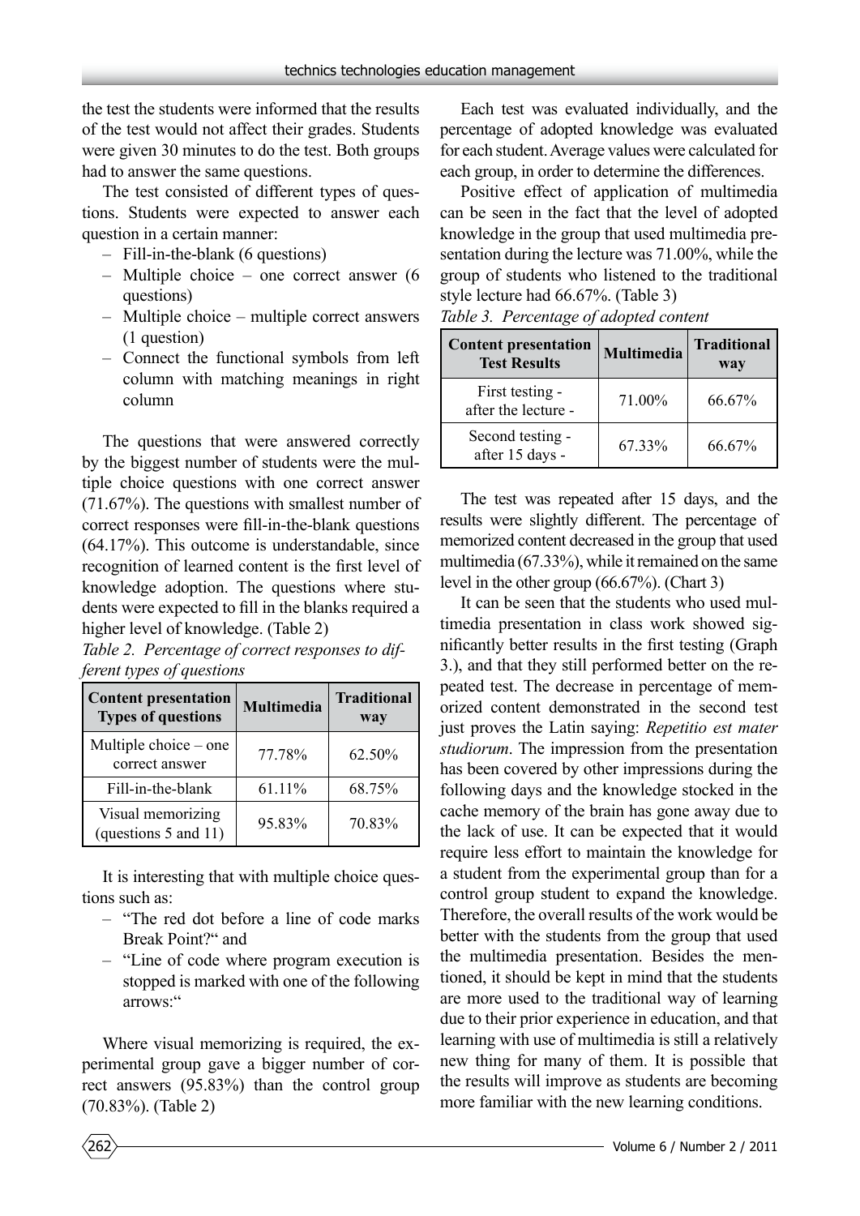the test the students were informed that the results of the test would not affect their grades. Students were given 30 minutes to do the test. Both groups had to answer the same questions.

The test consisted of different types of questions. Students were expected to answer each question in a certain manner:

- Fill-in-the-blank (6 questions)
- Multiple choice – one correct answer (6 questions)
- Multiple choice – multiple correct answers (1 question)
- Connect the functional symbols from left column with matching meanings in right column

The questions that were answered correctly by the biggest number of students were the multiple choice questions with one correct answer (71.67%). The questions with smallest number of correct responses were fill-in-the-blank questions (64.17%). This outcome is understandable, since recognition of learned content is the first level of knowledge adoption. The questions where students were expected to fill in the blanks required a higher level of knowledge. (Table 2)

*Table 2. Percentage of correct responses to different types of questions*

| Content presentation Types of questions | Multimedia | Traditional way |
|---|---|---|
| Multiple choice – one correct answer | 77.78% | 62.50% |
| Fill-in-the-blank | 61.11% | 68.75% |
| Visual memorizing (questions 5 and 11) | 95.83% | 70.83% |

It is interesting that with multiple choice questions such as:

- "The red dot before a line of code marks Break Point?" and
- "Line of code where program execution is stopped is marked with one of the following arrows:"

Where visual memorizing is required, the experimental group gave a bigger number of correct answers (95.83%) than the control group (70.83%). (Table 2)

Each test was evaluated individually, and the percentage of adopted knowledge was evaluated for each student. Average values were calculated for each group, in order to determine the differences.

Positive effect of application of multimedia can be seen in the fact that the level of adopted knowledge in the group that used multimedia presentation during the lecture was 71.00%, while the group of students who listened to the traditional style lecture had 66.67%. (Table 3)

*Table 3. Percentage of adopted content*

| Content presentation Test Results | Multimedia | Traditional way |
|---|---|---|
| First testing - after the lecture - | 71.00% | 66.67% |
| Second testing - after 15 days - | 67.33% | 66.67% |

The test was repeated after 15 days, and the results were slightly different. The percentage of memorized content decreased in the group that used multimedia (67.33%), while it remained on the same level in the other group (66.67%). (Chart 3)

It can be seen that the students who used multimedia presentation in class work showed significantly better results in the first testing (Graph 3.), and that they still performed better on the repeated test. The decrease in percentage of memorized content demonstrated in the second test just proves the Latin saying: *Repetitio est mater studiorum*. The impression from the presentation has been covered by other impressions during the following days and the knowledge stocked in the cache memory of the brain has gone away due to the lack of use. It can be expected that it would require less effort to maintain the knowledge for a student from the experimental group than for a control group student to expand the knowledge. Therefore, the overall results of the work would be better with the students from the group that used the multimedia presentation. Besides the mentioned, it should be kept in mind that the students are more used to the traditional way of learning due to their prior experience in education, and that learning with use of multimedia is still a relatively new thing for many of them. It is possible that the results will improve as students are becoming more familiar with the new learning conditions.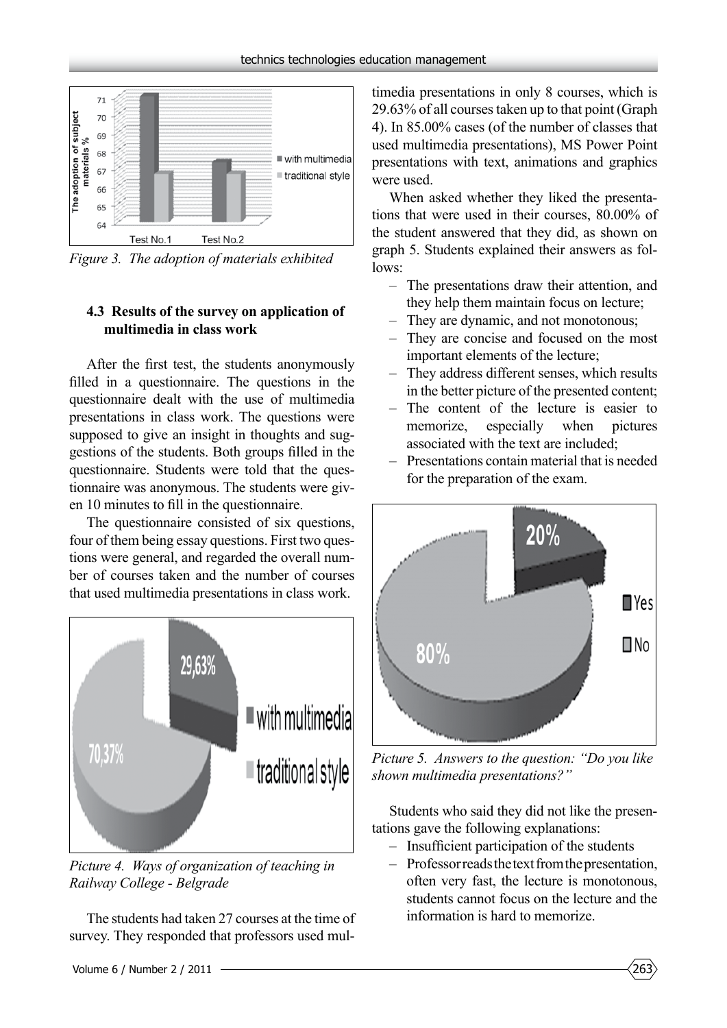Figure 3. The adoption of materials exhibited

### 4.3 Results of the survey on application of multimedia in class work

After the first test, the students anonymously filled in a questionnaire. The questions in the questionnaire dealt with the use of multimedia presentations in class work. The questions were supposed to give an insight in thoughts and suggestions of the students. Both groups filled in the questionnaire. Students were told that the questionnaire was anonymous. The students were given 10 minutes to fill in the questionnaire.

The questionnaire consisted of six questions, four of them being essay questions. First two questions were general, and regarded the overall number of courses taken and the number of courses that used multimedia presentations in class work.

Picture 4. Ways of organization of teaching in Railway College - Belgrade

The students had taken 27 courses at the time of survey. They responded that professors used multimedia presentations in only 8 courses, which is 29.63% of all courses taken up to that point (Graph 4). In 85.00% cases (of the number of classes that used multimedia presentations), MS Power Point presentations with text, animations and graphics were used.

When asked whether they liked the presentations that were used in their courses, 80.00% of the student answered that they did, as shown on graph 5. Students explained their answers as follows:

- The presentations draw their attention, and they help them maintain focus on lecture;
- They are dynamic, and not monotonous;
- They are concise and focused on the most important elements of the lecture;
- They address different senses, which results in the better picture of the presented content;
- The content of the lecture is easier to memorize, especially when pictures associated with the text are included;
- Presentations contain material that is needed for the preparation of the exam.

Picture 5. Answers to the question: "Do you like shown multimedia presentations?"

Students who said they did not like the presentations gave the following explanations:

- Insufficient participation of the students
- Professor reads the text from the presentation, often very fast, the lecture is monotonous, students cannot focus on the lecture and the information is hard to memorize.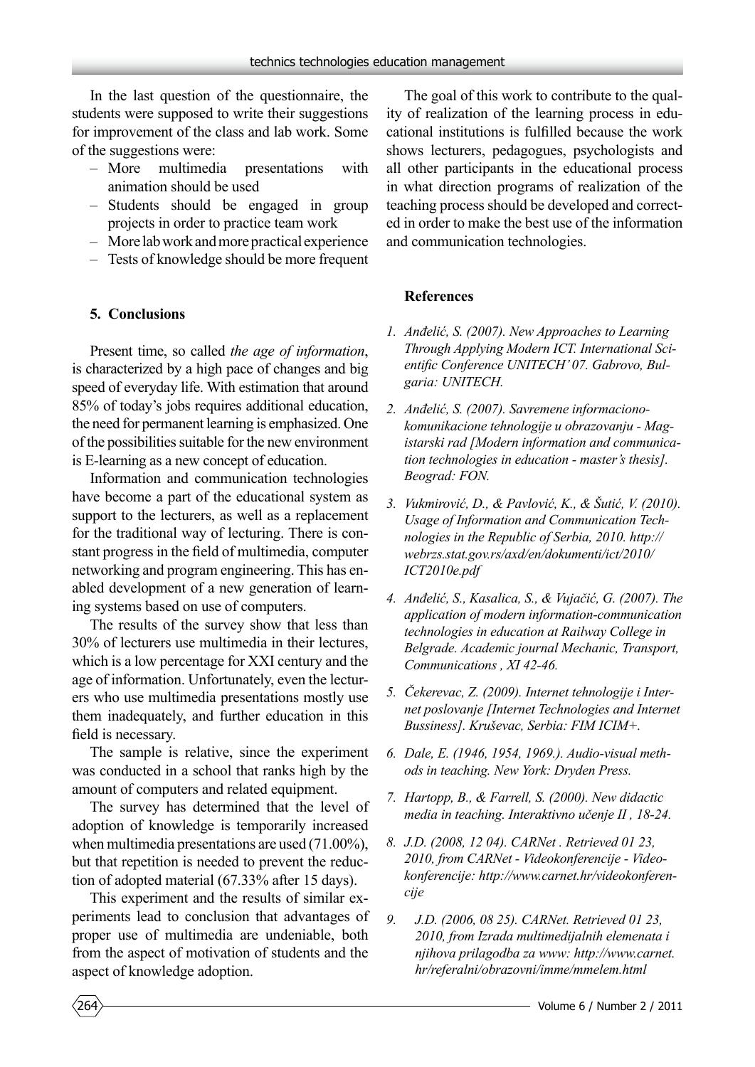In the last question of the questionnaire, the students were supposed to write their suggestions for improvement of the class and lab work. Some of the suggestions were:

- More multimedia presentations with animation should be used
- Students should be engaged in group projects in order to practice team work
- More lab work and more practical experience
- Tests of knowledge should be more frequent

## 5. Conclusions

Present time, so called *the age of information*, is characterized by a high pace of changes and big speed of everyday life. With estimation that around 85% of today's jobs requires additional education, the need for permanent learning is emphasized. One of the possibilities suitable for the new environment is E-learning as a new concept of education.

Information and communication technologies have become a part of the educational system as support to the lecturers, as well as a replacement for the traditional way of lecturing. There is constant progress in the field of multimedia, computer networking and program engineering. This has enabled development of a new generation of learning systems based on use of computers.

The results of the survey show that less than 30% of lecturers use multimedia in their lectures, which is a low percentage for XXI century and the age of information. Unfortunately, even the lecturers who use multimedia presentations mostly use them inadequately, and further education in this field is necessary.

The sample is relative, since the experiment was conducted in a school that ranks high by the amount of computers and related equipment.

The survey has determined that the level of adoption of knowledge is temporarily increased when multimedia presentations are used (71.00%), but that repetition is needed to prevent the reduction of adopted material (67.33% after 15 days).

This experiment and the results of similar experiments lead to conclusion that advantages of proper use of multimedia are undeniable, both from the aspect of motivation of students and the aspect of knowledge adoption.

The goal of this work to contribute to the quality of realization of the learning process in educational institutions is fulfilled because the work shows lecturers, pedagogues, psychologists and all other participants in the educational process in what direction programs of realization of the teaching process should be developed and corrected in order to make the best use of the information and communication technologies.

## References

1. *Anđelić, S. (2007). New Approaches to Learning Through Applying Modern ICT. International Scientific Conference UNITECH' 07. Gabrovo, Bulgaria: UNITECH.*
2. *Anđelić, S. (2007). Savremene informaciono-komunikacione tehnologije u obrazovanju - Magistarski rad [Modern information and communication technologies in education - master's thesis]. Beograd: FON.*
3. *Vukmirović, D., & Pavlović, K., & Šutić, V. (2010). Usage of Information and Communication Technologies in the Republic of Serbia, 2010. http://webrzs.stat.gov.rs/axd/en/dokumenti/ict/2010/ICT2010e.pdf*
4. *Anđelić, S., Kasalica, S., & Vujačić, G. (2007). The application of modern information-communication technologies in education at Railway College in Belgrade. Academic journal Mechanic, Transport, Communications , XI 42-46.*
5. *Čekerevac, Z. (2009). Internet tehnologije i Internet poslovanje [Internet Technologies and Internet Bussiness]. Kruševac, Serbia: FIM ICIM+.*
6. *Dale, E. (1946, 1954, 1969.). Audio-visual methods in teaching. New York: Dryden Press.*
7. *Hartopp, B., & Farrell, S. (2000). New didactic media in teaching. Interaktivno učenje II , 18-24.*
8. *J.D. (2008, 12 04). CARNet . Retrieved 01 23, 2010, from CARNet - Videokonferencije - Videokonferencije: http://www.carnet.hr/videokonferencije*
9. *J.D. (2006, 08 25). CARNet. Retrieved 01 23, 2010, from Izrada multimedijalnih elemenata i njihova prilagodba za www: http://www.carnet.hr/referalni/obrazovni/imme/mmelem.html*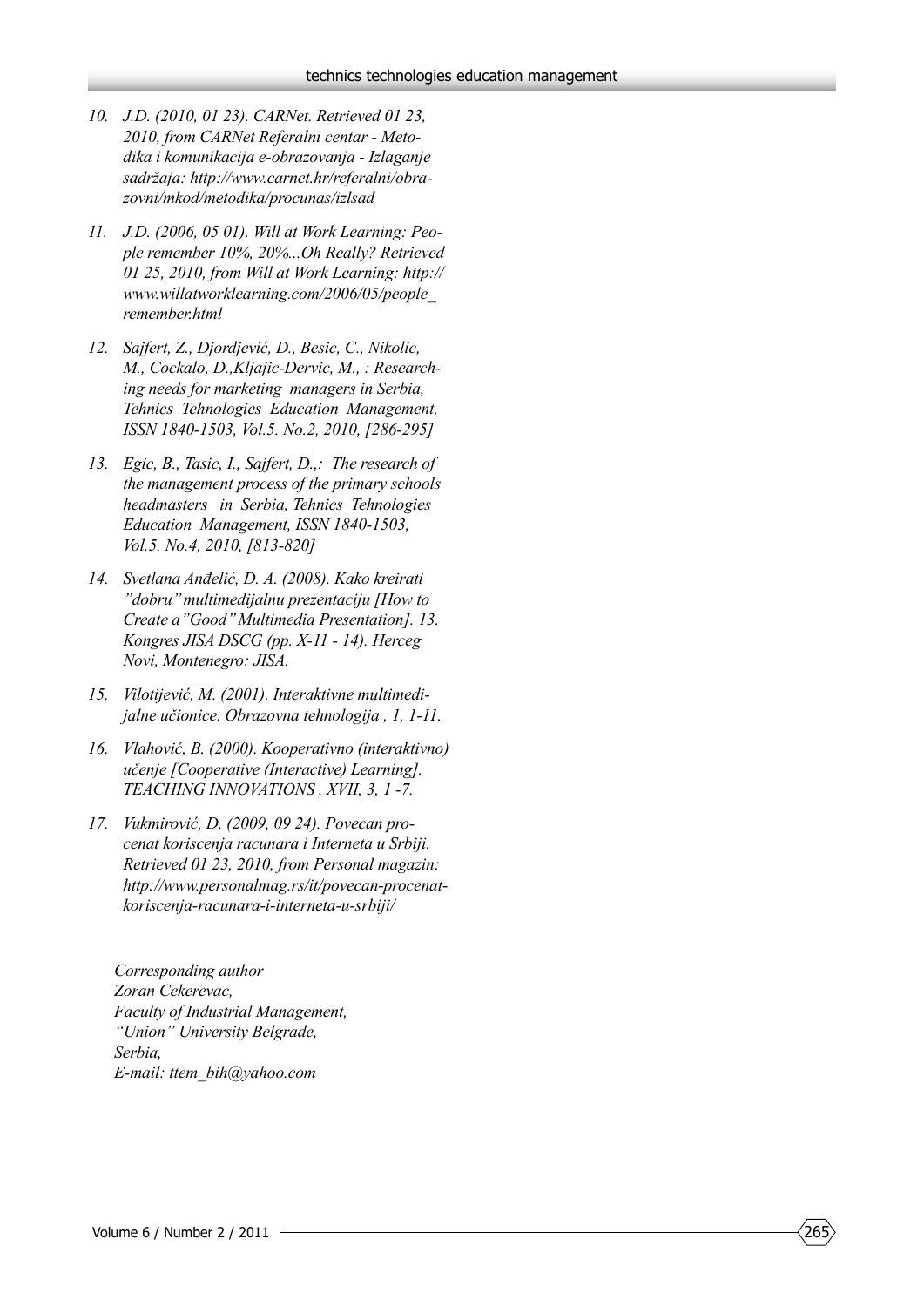10. *J.D. (2010, 01 23). CARNet. Retrieved 01 23, 2010, from CARNet Referalni centar - Metodika i komunikacija e-obrazovanja - Izlaganje sadržaja: http://www.carnet.hr/referalni/obrazovni/mkod/metodika/procunas/izlsad*

11. *J.D. (2006, 05 01). Will at Work Learning: People remember 10%, 20%...Oh Really? Retrieved 01 25, 2010, from Will at Work Learning: http://www.willatworklearning.com/2006/05/people_remember.html*

12. *Sajfert, Z., Djordjević, D., Besic, C., Nikolic, M., Cockalo, D.,Kljajic-Dervic, M., : Researching needs for marketing managers in Serbia, Tehnics Tehnologies Education Management, ISSN 1840-1503, Vol.5. No.2, 2010, [286-295]*

13. *Egic, B., Tasic, I., Sajfert, D.,: The research of the management process of the primary schools headmasters in Serbia, Tehnics Tehnologies Education Management, ISSN 1840-1503, Vol.5. No.4, 2010, [813-820]*

14. *Svetlana Anđelić, D. A. (2008). Kako kreirati "dobru" multimedijalnu prezentaciju [How to Create a "Good" Multimedia Presentation]. 13. Kongres JISA DSCG (pp. X-11 - 14). Herceg Novi, Montenegro: JISA.*

15. *Vilotijević, M. (2001). Interaktivne multimedijalne učionice. Obrazovna tehnologija , 1, 1-11.*

16. *Vlahović, B. (2000). Kooperativno (interaktivno) učenje [Cooperative (Interactive) Learning]. TEACHING INNOVATIONS , XVII, 3, 1 -7.*

17. *Vukmirović, D. (2009, 09 24). Povecan procenat koriscenja racunara i Interneta u Srbiji. Retrieved 01 23, 2010, from Personal magazin: http://www.personalmag.rs/it/povecan-procenat-koriscenja-racunara-i-interneta-u-srbiji/*

*Corresponding author*
*Zoran Cekerevac,*
*Faculty of Industrial Management,*
*"Union" University Belgrade,*
*Serbia,*
*E-mail: ttem_bih@yahoo.com*